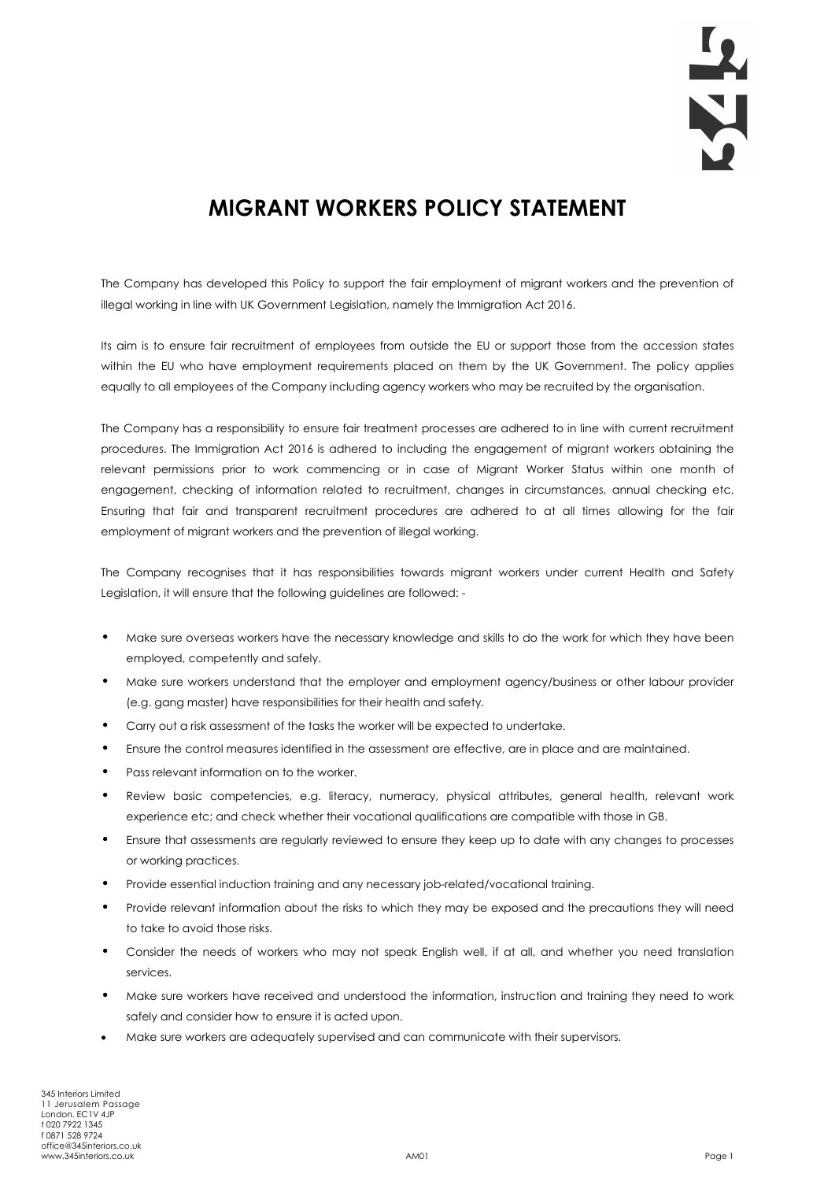# MIGRANT WORKERS POLICY STATEMENT

The Company has developed this Policy to support the fair employment of migrant workers and the prevention of illegal working in line with UK Government Legislation, namely the Immigration Act 2016.

Its aim is to ensure fair recruitment of employees from outside the EU or support those from the accession states within the EU who have employment requirements placed on them by the UK Government. The policy applies equally to all employees of the Company including agency workers who may be recruited by the organisation.

The Company has a responsibility to ensure fair treatment processes are adhered to in line with current recruitment procedures. The Immigration Act 2016 is adhered to including the engagement of migrant workers obtaining the relevant permissions prior to work commencing or in case of Migrant Worker Status within one month of engagement, checking of information related to recruitment, changes in circumstances, annual checking etc. Ensuring that fair and transparent recruitment procedures are adhered to at all times allowing for the fair employment of migrant workers and the prevention of illegal working.

The Company recognises that it has responsibilities towards migrant workers under current Health and Safety Legislation, it will ensure that the following guidelines are followed: -

- Make sure overseas workers have the necessary knowledge and skills to do the work for which they have been employed, competently and safely.
- Make sure workers understand that the employer and employment agency/business or other labour provider (e.g. gang master) have responsibilities for their health and safety.
- Carry out a risk assessment of the tasks the worker will be expected to undertake.
- Ensure the control measures identified in the assessment are effective, are in place and are maintained.
- Pass relevant information on to the worker.
- Review basic competencies, e.g. literacy, numeracy, physical attributes, general health, relevant work experience etc; and check whether their vocational qualifications are compatible with those in GB.
- Ensure that assessments are regularly reviewed to ensure they keep up to date with any changes to processes or working practices.
- Provide essential induction training and any necessary job-related/vocational training.
- Provide relevant information about the risks to which they may be exposed and the precautions they will need to take to avoid those risks.
- Consider the needs of workers who may not speak English well, if at all, and whether you need translation services.
- Make sure workers have received and understood the information, instruction and training they need to work safely and consider how to ensure it is acted upon.
- Make sure workers are adequately supervised and can communicate with their supervisors.

345 Interiors Limited
11 Jerusalem Passage
London. EC1V 4JP
t 020 7922 1345
f 0871 528 9724
office@345interiors.co.uk
www.345interiors.co.uk

AM01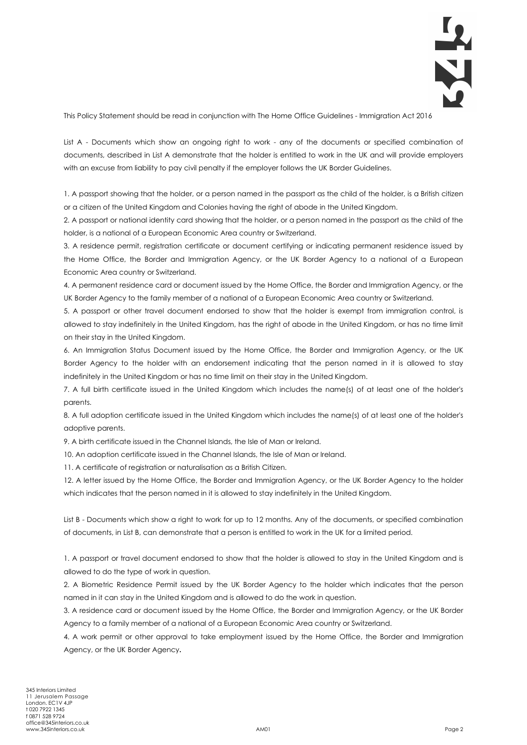This Policy Statement should be read in conjunction with The Home Office Guidelines - Immigration Act 2016

List A - Documents which show an ongoing right to work - any of the documents or specified combination of documents, described in List A demonstrate that the holder is entitled to work in the UK and will provide employers with an excuse from liability to pay civil penalty if the employer follows the UK Border Guidelines.

1. A passport showing that the holder, or a person named in the passport as the child of the holder, is a British citizen or a citizen of the United Kingdom and Colonies having the right of abode in the United Kingdom.
2. A passport or national identity card showing that the holder, or a person named in the passport as the child of the holder, is a national of a European Economic Area country or Switzerland.
3. A residence permit, registration certificate or document certifying or indicating permanent residence issued by the Home Office, the Border and Immigration Agency, or the UK Border Agency to a national of a European Economic Area country or Switzerland.
4. A permanent residence card or document issued by the Home Office, the Border and Immigration Agency, or the UK Border Agency to the family member of a national of a European Economic Area country or Switzerland.
5. A passport or other travel document endorsed to show that the holder is exempt from immigration control, is allowed to stay indefinitely in the United Kingdom, has the right of abode in the United Kingdom, or has no time limit on their stay in the United Kingdom.
6. An Immigration Status Document issued by the Home Office, the Border and Immigration Agency, or the UK Border Agency to the holder with an endorsement indicating that the person named in it is allowed to stay indefinitely in the United Kingdom or has no time limit on their stay in the United Kingdom.
7. A full birth certificate issued in the United Kingdom which includes the name(s) of at least one of the holder's parents.
8. A full adoption certificate issued in the United Kingdom which includes the name(s) of at least one of the holder's adoptive parents.
9. A birth certificate issued in the Channel Islands, the Isle of Man or Ireland.
10. An adoption certificate issued in the Channel Islands, the Isle of Man or Ireland.
11. A certificate of registration or naturalisation as a British Citizen.
12. A letter issued by the Home Office, the Border and Immigration Agency, or the UK Border Agency to the holder which indicates that the person named in it is allowed to stay indefinitely in the United Kingdom.

List B - Documents which show a right to work for up to 12 months. Any of the documents, or specified combination of documents, in List B, can demonstrate that a person is entitled to work in the UK for a limited period.

1. A passport or travel document endorsed to show that the holder is allowed to stay in the United Kingdom and is allowed to do the type of work in question.
2. A Biometric Residence Permit issued by the UK Border Agency to the holder which indicates that the person named in it can stay in the United Kingdom and is allowed to do the work in question.
3. A residence card or document issued by the Home Office, the Border and Immigration Agency, or the UK Border Agency to a family member of a national of a European Economic Area country or Switzerland.
4. A work permit or other approval to take employment issued by the Home Office, the Border and Immigration Agency, or the UK Border Agency.

345 Interiors Limited
11 Jerusalem Passage
London. EC1V 4JP
t 020 7922 1345
f 0871 528 9724
office@345interiors.co.uk
www.345interiors.co.uk

AM01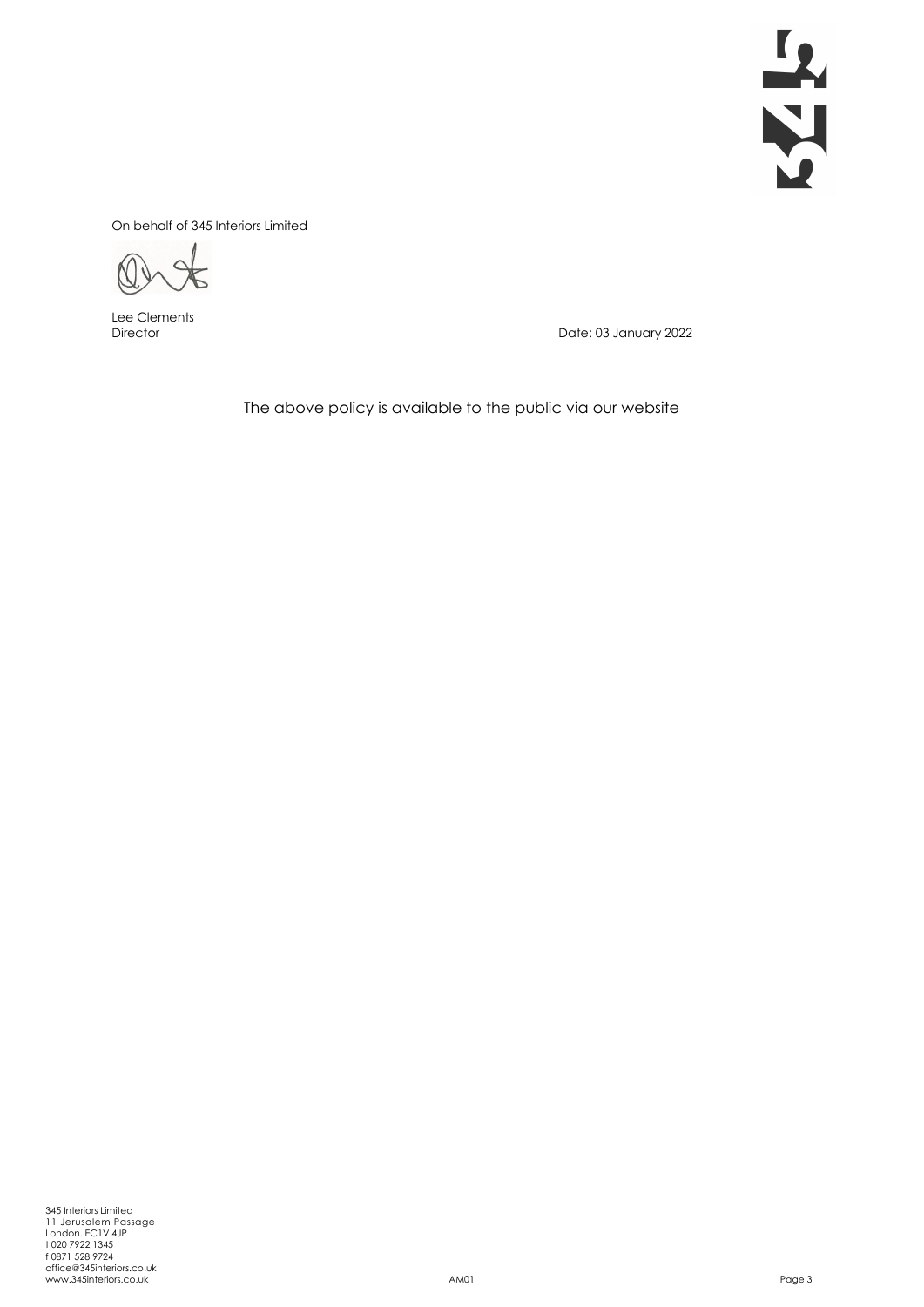On behalf of 345 Interiors Limited

Lee Clements
Director

Date: 03 January 2022

The above policy is available to the public via our website

345 Interiors Limited
11 Jerusalem Passage
London. EC1V 4JP
t 020 7922 1345
f 0871 528 9724
office@345interiors.co.uk
www.345interiors.co.uk

AM01